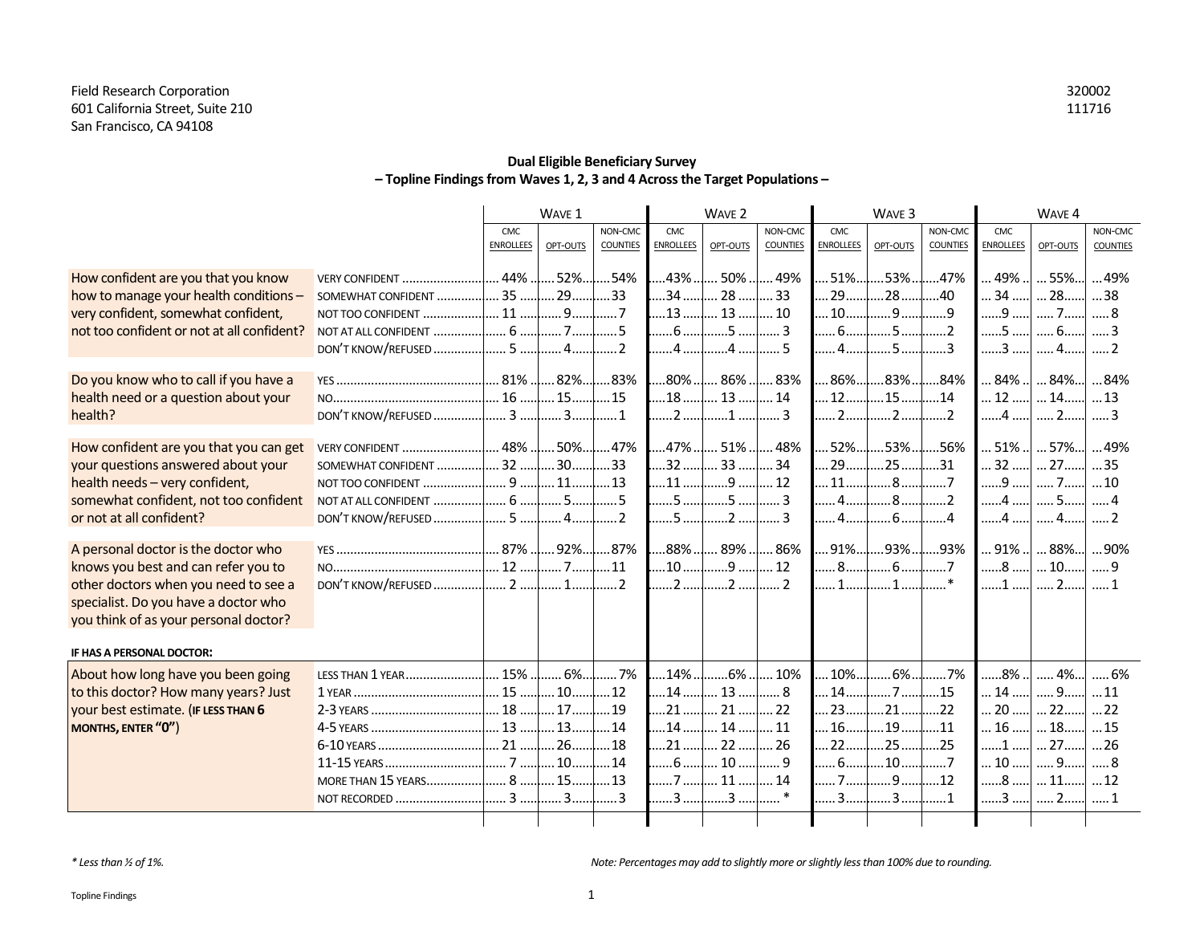Field Research Corporation
601 California Street, Suite 210
San Francisco, CA 94108

320002
111716

## Dual Eligible Beneficiary Survey
## – Topline Findings from Waves 1, 2, 3 and 4 Across the Target Populations –

| | | Wave 1 | | | Wave 2 | | | Wave 3 | | | Wave 4 | | |
|---|---|---|---|---|---|---|---|---|---|---|---|---|---|
| | | CMC Enrollees | Opt-Outs | Non-CMC Counties | CMC Enrollees | Opt-Outs | Non-CMC Counties | CMC Enrollees | Opt-Outs | Non-CMC Counties | CMC Enrollees | Opt-Outs | Non-CMC Counties |
| How confident are you that you know how to manage your health conditions – very confident, somewhat confident, not too confident or not at all confident? | Very confident | 44% | 52% | 54% | 43% | 50% | 49% | 51% | 53% | 47% | 49% | 55% | 49% |
| | Somewhat confident | 35 | 29 | 33 | 34 | 28 | 33 | 29 | 28 | 40 | 34 | 28 | 38 |
| | Not too confident | 11 | 9 | 7 | 13 | 13 | 10 | 10 | 9 | 9 | 9 | 7 | 8 |
| | Not at all confident | 6 | 7 | 5 | 6 | 5 | 3 | 6 | 5 | 2 | 5 | 6 | 3 |
| | Don't know/refused | 5 | 4 | 2 | 4 | 4 | 5 | 4 | 5 | 3 | 3 | 4 | 2 |
| Do you know who to call if you have a health need or a question about your health? | Yes | 81% | 82% | 83% | 80% | 86% | 83% | 86% | 83% | 84% | 84% | 84% | 84% |
| | No | 16 | 15 | 15 | 18 | 13 | 14 | 12 | 15 | 14 | 12 | 14 | 13 |
| | Don't know/refused | 3 | 3 | 1 | 2 | 1 | 3 | 2 | 2 | 2 | 4 | 2 | 3 |
| How confident are you that you can get your questions answered about your health needs – very confident, somewhat confident, not too confident or not at all confident? | Very confident | 48% | 50% | 47% | 47% | 51% | 48% | 52% | 53% | 56% | 51% | 57% | 49% |
| | Somewhat confident | 32 | 30 | 33 | 32 | 33 | 34 | 29 | 25 | 31 | 32 | 27 | 35 |
| | Not too confident | 9 | 11 | 13 | 11 | 9 | 12 | 11 | 8 | 7 | 9 | 7 | 10 |
| | Not at all confident | 6 | 5 | 5 | 5 | 5 | 3 | 4 | 8 | 2 | 4 | 5 | 4 |
| | Don't know/refused | 5 | 4 | 2 | 5 | 2 | 3 | 4 | 6 | 4 | 4 | 4 | 2 |
| A personal doctor is the doctor who knows you best and can refer you to other doctors when you need to see a specialist. Do you have a doctor who you think of as your personal doctor? | Yes | 87% | 92% | 87% | 88% | 89% | 86% | 91% | 93% | 93% | 91% | 88% | 90% |
| | No | 12 | 7 | 11 | 10 | 9 | 12 | 8 | 6 | 7 | 8 | 10 | 9 |
| | Don't know/refused | 2 | 1 | 2 | 2 | 2 | 2 | 1 | 1 | * | 1 | 2 | 1 |
| **IF HAS A PERSONAL DOCTOR:** | | | | | | | | | | | | | |
| About how long have you been going to this doctor? How many years? Just your best estimate. (**IF LESS THAN 6 MONTHS, ENTER "0"**) | Less than 1 year | 15% | 6% | 7% | 14% | 6% | 10% | 10% | 6% | 7% | 8% | 4% | 6% |
| | 1 year | 15 | 10 | 12 | 14 | 13 | 8 | 14 | 7 | 15 | 14 | 9 | 11 |
| | 2-3 years | 18 | 17 | 19 | 21 | 21 | 22 | 23 | 21 | 22 | 20 | 22 | 22 |
| | 4-5 years | 13 | 13 | 14 | 14 | 14 | 11 | 16 | 19 | 11 | 16 | 18 | 15 |
| | 6-10 years | 21 | 26 | 18 | 21 | 22 | 26 | 22 | 25 | 25 | 1 | 27 | 26 |
| | 11-15 years | 7 | 10 | 14 | 6 | 10 | 9 | 6 | 10 | 7 | 10 | 9 | 8 |
| | More than 15 years | 8 | 15 | 13 | 7 | 11 | 14 | 7 | 9 | 12 | 8 | 11 | 12 |
| | Not recorded | 3 | 3 | 3 | 3 | 3 | * | 3 | 3 | 1 | 3 | 2 | 1 |

*\* Less than ½ of 1%.*

*Note: Percentages may add to slightly more or slightly less than 100% due to rounding.*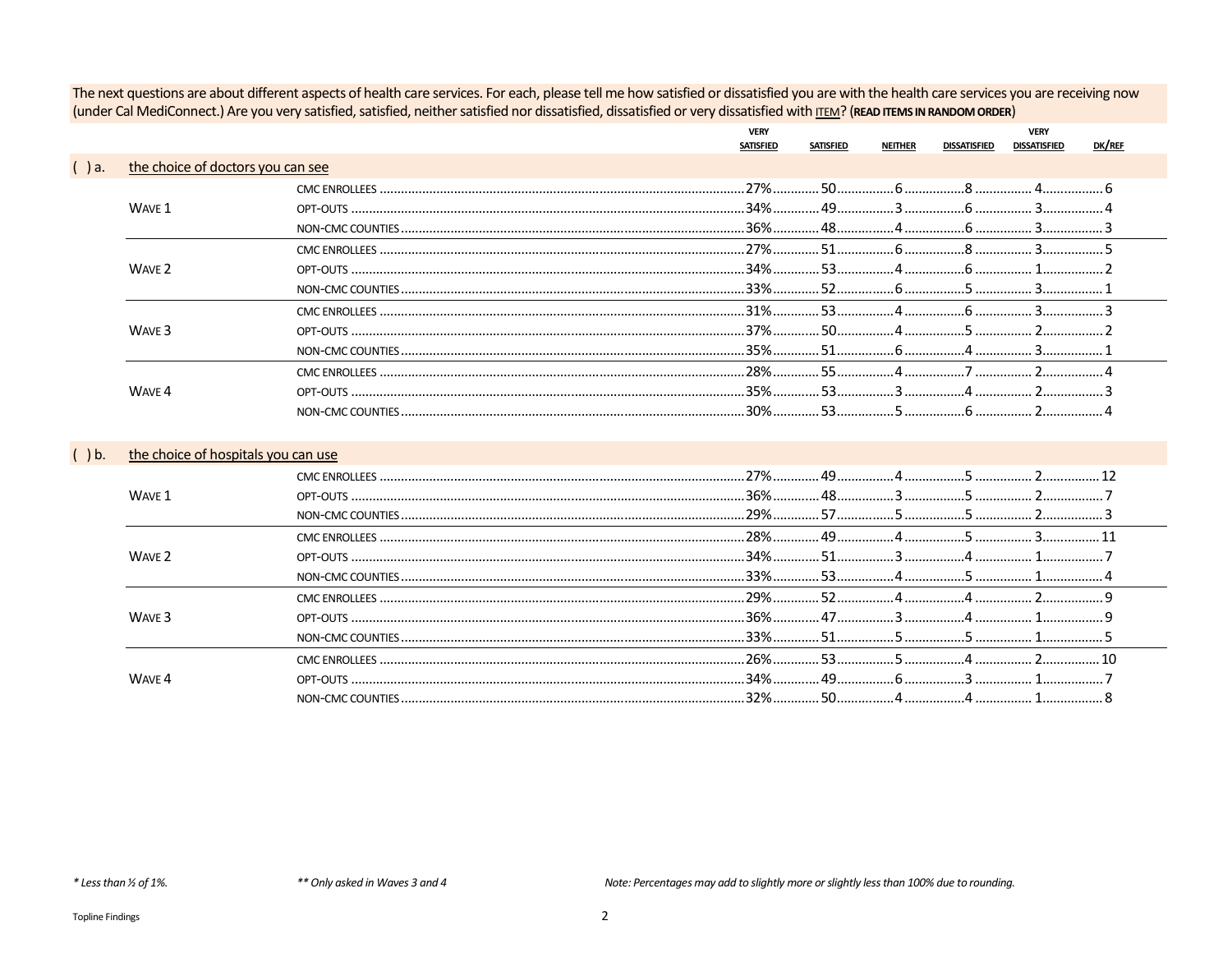The next questions are about different aspects of health care services. For each, please tell me how satisfied or dissatisfied you are with the health care services you are receiving now (under Cal MediConnect.) Are you very satisfied, satisfied, neither satisfied nor dissatisfied, dissatisfied or very dissatisfied with ITEM? **(READ ITEMS IN RANDOM ORDER)**

( ) a. the choice of doctors you can see

| | | VERY SATISFIED | SATISFIED | NEITHER | DISSATISFIED | VERY DISSATISFIED | DK/REF |
|---|---|---|---|---|---|---|---|
| WAVE 1 | CMC ENROLLEES | 27% | 50 | 6 | 8 | 4 | 6 |
| | OPT-OUTS | 34% | 49 | 3 | 6 | 3 | 4 |
| | NON-CMC COUNTIES | 36% | 48 | 4 | 6 | 3 | 3 |
| WAVE 2 | CMC ENROLLEES | 27% | 51 | 6 | 8 | 3 | 5 |
| | OPT-OUTS | 34% | 53 | 4 | 6 | 1 | 2 |
| | NON-CMC COUNTIES | 33% | 52 | 6 | 5 | 3 | 1 |
| WAVE 3 | CMC ENROLLEES | 31% | 53 | 4 | 6 | 3 | 3 |
| | OPT-OUTS | 37% | 50 | 4 | 5 | 2 | 2 |
| | NON-CMC COUNTIES | 35% | 51 | 6 | 4 | 3 | 1 |
| WAVE 4 | CMC ENROLLEES | 28% | 55 | 4 | 7 | 2 | 4 |
| | OPT-OUTS | 35% | 53 | 3 | 4 | 2 | 3 |
| | NON-CMC COUNTIES | 30% | 53 | 5 | 6 | 2 | 4 |

( ) b. the choice of hospitals you can use

| | | VERY SATISFIED | SATISFIED | NEITHER | DISSATISFIED | VERY DISSATISFIED | DK/REF |
|---|---|---|---|---|---|---|---|
| WAVE 1 | CMC ENROLLEES | 27% | 49 | 4 | 5 | 2 | 12 |
| | OPT-OUTS | 36% | 48 | 3 | 5 | 2 | 7 |
| | NON-CMC COUNTIES | 29% | 57 | 5 | 5 | 2 | 3 |
| WAVE 2 | CMC ENROLLEES | 28% | 49 | 4 | 5 | 3 | 11 |
| | OPT-OUTS | 34% | 51 | 3 | 4 | 1 | 7 |
| | NON-CMC COUNTIES | 33% | 53 | 4 | 5 | 1 | 4 |
| WAVE 3 | CMC ENROLLEES | 29% | 52 | 4 | 4 | 2 | 9 |
| | OPT-OUTS | 36% | 47 | 3 | 4 | 1 | 9 |
| | NON-CMC COUNTIES | 33% | 51 | 5 | 5 | 1 | 5 |
| WAVE 4 | CMC ENROLLEES | 26% | 53 | 5 | 4 | 2 | 10 |
| | OPT-OUTS | 34% | 49 | 6 | 3 | 1 | 7 |
| | NON-CMC COUNTIES | 32% | 50 | 4 | 4 | 1 | 8 |

*\* Less than ½ of 1%.* *\*\* Only asked in Waves 3 and 4* *Note: Percentages may add to slightly more or slightly less than 100% due to rounding.*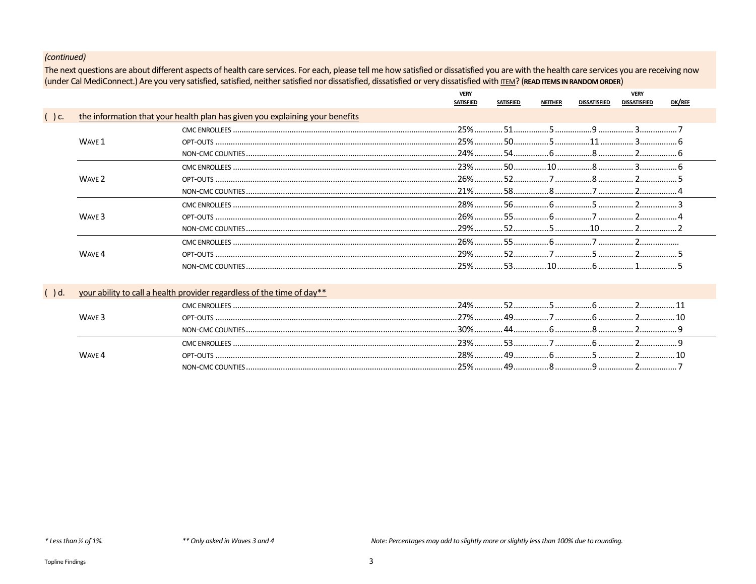*(continued)*

The next questions are about different aspects of health care services. For each, please tell me how satisfied or dissatisfied you are with the health care services you are receiving now (under Cal MediConnect.) Are you very satisfied, satisfied, neither satisfied nor dissatisfied, dissatisfied or very dissatisfied with ITEM? (**READ ITEMS IN RANDOM ORDER**)

**( ) c. the information that your health plan has given you explaining your benefits**

| | | VERY SATISFIED | SATISFIED | NEITHER | DISSATISFIED | VERY DISSATISFIED | DK/REF |
|---|---|---|---|---|---|---|---|
| WAVE 1 | CMC ENROLLEES | 25% | 51 | 5 | 9 | 3 | 7 |
| | OPT-OUTS | 25% | 50 | 5 | 11 | 3 | 6 |
| | NON-CMC COUNTIES | 24% | 54 | 6 | 8 | 2 | 6 |
| WAVE 2 | CMC ENROLLEES | 23% | 50 | 10 | 8 | 3 | 6 |
| | OPT-OUTS | 26% | 52 | 7 | 8 | 2 | 5 |
| | NON-CMC COUNTIES | 21% | 58 | 8 | 7 | 2 | 4 |
| WAVE 3 | CMC ENROLLEES | 28% | 56 | 6 | 5 | 2 | 3 |
| | OPT-OUTS | 26% | 55 | 6 | 7 | 2 | 4 |
| | NON-CMC COUNTIES | 29% | 52 | 5 | 10 | 2 | 2 |
| WAVE 4 | CMC ENROLLEES | 26% | 55 | 6 | 7 | 2 | |
| | OPT-OUTS | 29% | 52 | 7 | 5 | 2 | 5 |
| | NON-CMC COUNTIES | 25% | 53 | 10 | 6 | 1 | 5 |

**( ) d. your ability to call a health provider regardless of the time of day\*\***

| | | VERY SATISFIED | SATISFIED | NEITHER | DISSATISFIED | VERY DISSATISFIED | DK/REF |
|---|---|---|---|---|---|---|---|
| WAVE 3 | CMC ENROLLEES | 24% | 52 | 5 | 6 | 2 | 11 |
| | OPT-OUTS | 27% | 49 | 7 | 6 | 2 | 10 |
| | NON-CMC COUNTIES | 30% | 44 | 6 | 8 | 2 | 9 |
| WAVE 4 | CMC ENROLLEES | 23% | 53 | 7 | 6 | 2 | 9 |
| | OPT-OUTS | 28% | 49 | 6 | 5 | 2 | 10 |
| | NON-CMC COUNTIES | 25% | 49 | 8 | 9 | 2 | 7 |

*\* Less than ½ of 1%.*

*\*\* Only asked in Waves 3 and 4*

*Note: Percentages may add to slightly more or slightly less than 100% due to rounding.*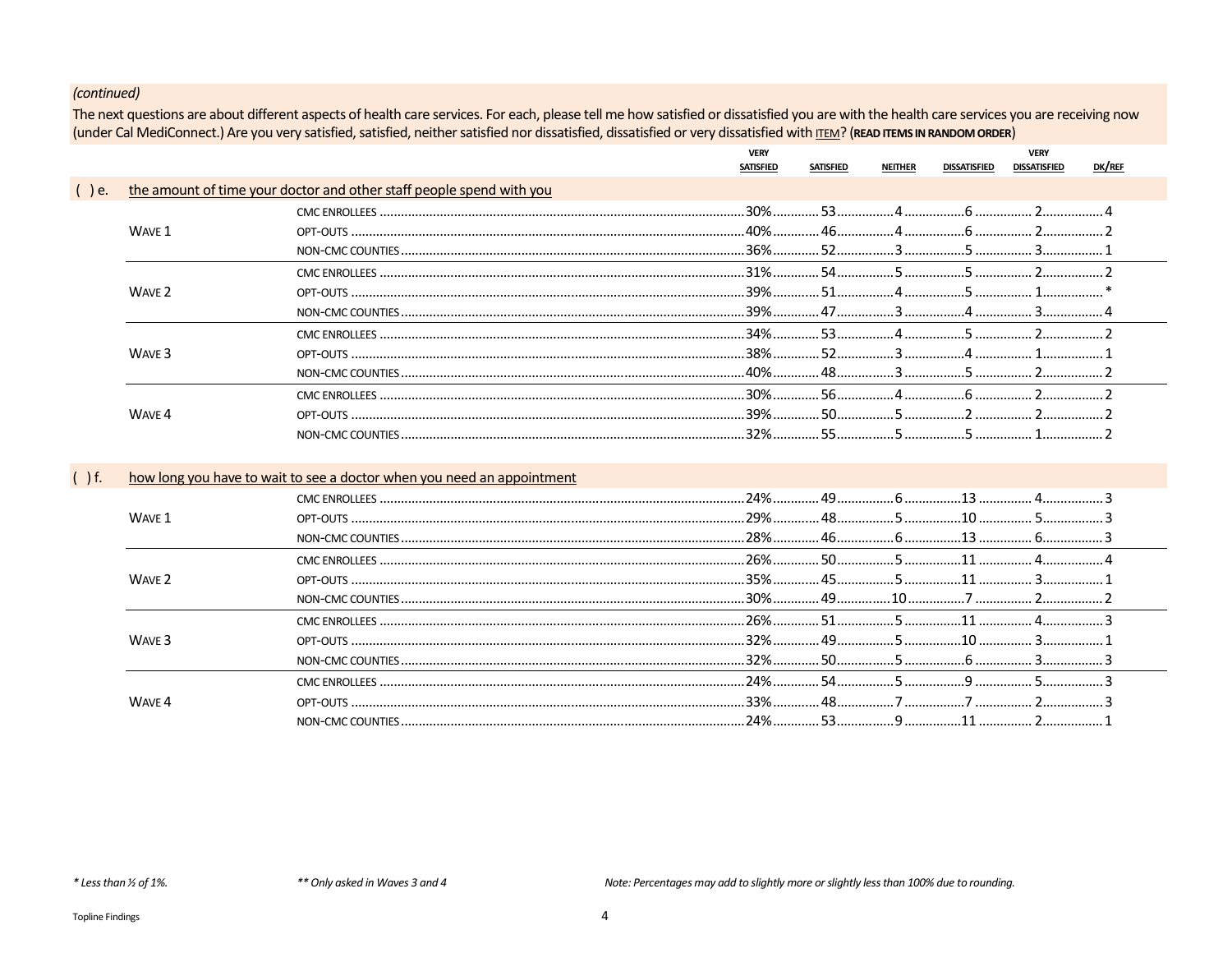*(continued)*

The next questions are about different aspects of health care services. For each, please tell me how satisfied or dissatisfied you are with the health care services you are receiving now (under Cal MediConnect.) Are you very satisfied, satisfied, neither satisfied nor dissatisfied, dissatisfied or very dissatisfied with ITEM? **(READ ITEMS IN RANDOM ORDER)**

| | | | VERY SATISFIED | SATISFIED | NEITHER | DISSATISFIED | VERY DISSATISFIED | DK/REF |
|---|---|---|---|---|---|---|---|---|
| ( ) e. | the amount of time your doctor and other staff people spend with you | | | | | | | |
| | WAVE 1 | CMC ENROLLEES | 30% | 53 | 4 | 6 | 2 | 4 |
| | | OPT-OUTS | 40% | 46 | 4 | 6 | 2 | 2 |
| | | NON-CMC COUNTIES | 36% | 52 | 3 | 5 | 3 | 1 |
| | WAVE 2 | CMC ENROLLEES | 31% | 54 | 5 | 5 | 2 | 2 |
| | | OPT-OUTS | 39% | 51 | 4 | 5 | 1 | * |
| | | NON-CMC COUNTIES | 39% | 47 | 3 | 4 | 3 | 4 |
| | WAVE 3 | CMC ENROLLEES | 34% | 53 | 4 | 5 | 2 | 2 |
| | | OPT-OUTS | 38% | 52 | 3 | 4 | 1 | 1 |
| | | NON-CMC COUNTIES | 40% | 48 | 3 | 5 | 2 | 2 |
| | WAVE 4 | CMC ENROLLEES | 30% | 56 | 4 | 6 | 2 | 2 |
| | | OPT-OUTS | 39% | 50 | 5 | 2 | 2 | 2 |
| | | NON-CMC COUNTIES | 32% | 55 | 5 | 5 | 1 | 2 |
| ( ) f. | how long you have to wait to see a doctor when you need an appointment | | | | | | | |
| | WAVE 1 | CMC ENROLLEES | 24% | 49 | 6 | 13 | 4 | 3 |
| | | OPT-OUTS | 29% | 48 | 5 | 10 | 5 | 3 |
| | | NON-CMC COUNTIES | 28% | 46 | 6 | 13 | 6 | 3 |
| | WAVE 2 | CMC ENROLLEES | 26% | 50 | 5 | 11 | 4 | 4 |
| | | OPT-OUTS | 35% | 45 | 5 | 11 | 3 | 1 |
| | | NON-CMC COUNTIES | 30% | 49 | 10 | 7 | 2 | 2 |
| | WAVE 3 | CMC ENROLLEES | 26% | 51 | 5 | 11 | 4 | 3 |
| | | OPT-OUTS | 32% | 49 | 5 | 10 | 3 | 1 |
| | | NON-CMC COUNTIES | 32% | 50 | 5 | 6 | 3 | 3 |
| | WAVE 4 | CMC ENROLLEES | 24% | 54 | 5 | 9 | 5 | 3 |
| | | OPT-OUTS | 33% | 48 | 7 | 7 | 2 | 3 |
| | | NON-CMC COUNTIES | 24% | 53 | 9 | 11 | 2 | 1 |

*\* Less than ½ of 1%.* *\*\* Only asked in Waves 3 and 4* *Note: Percentages may add to slightly more or slightly less than 100% due to rounding.*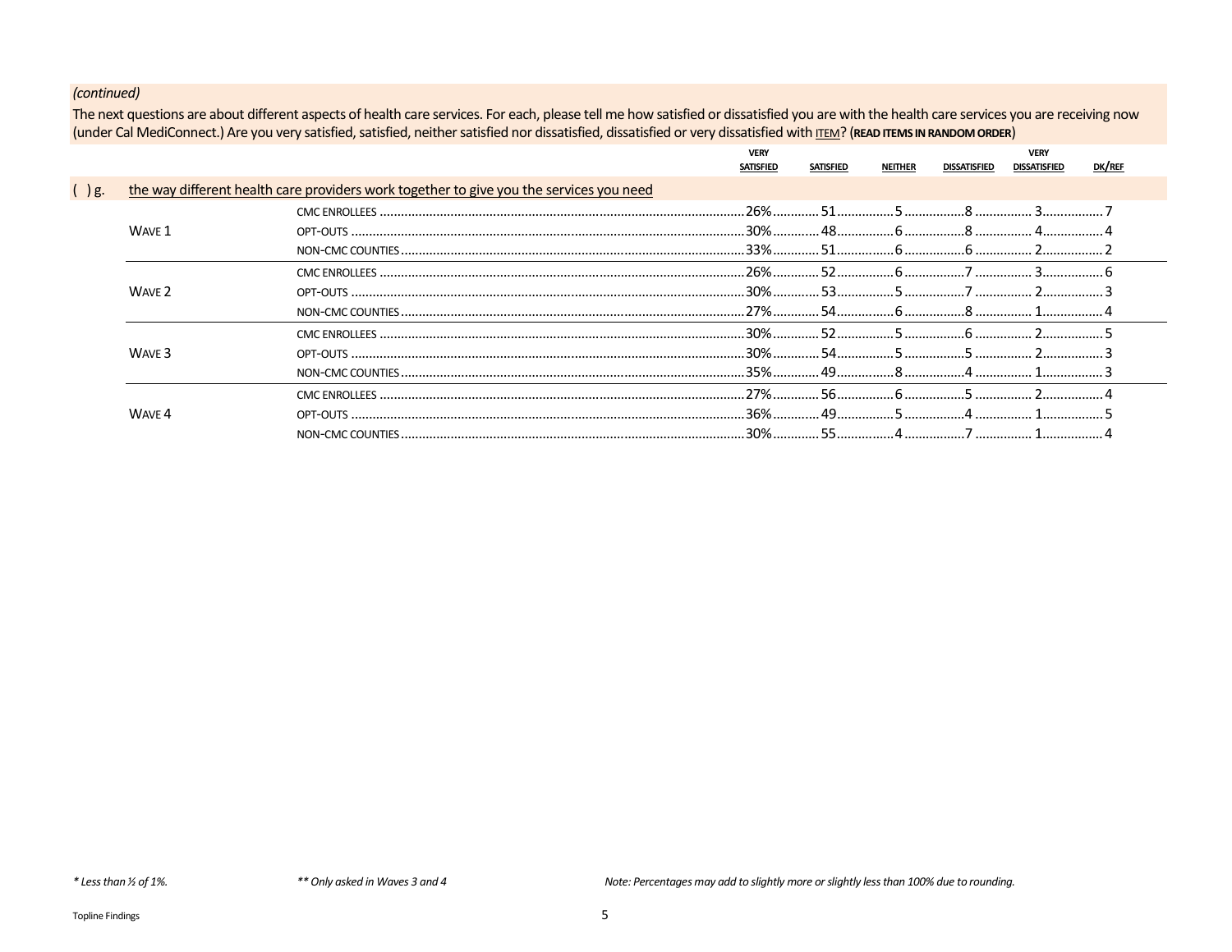*(continued)*

The next questions are about different aspects of health care services. For each, please tell me how satisfied or dissatisfied you are with the health care services you are receiving now (under Cal MediConnect.) Are you very satisfied, satisfied, neither satisfied nor dissatisfied, dissatisfied or very dissatisfied with ITEM? (**READ ITEMS IN RANDOM ORDER**)

| | | | VERY SATISFIED | SATISFIED | NEITHER | DISSATISFIED | VERY DISSATISFIED | DK/REF |
|---|---|---|---|---|---|---|---|---|
| ( ) g. | the way different health care providers work together to give you the services you need | | | | | | | |
| | WAVE 1 | CMC ENROLLEES | 26% | 51 | 5 | 8 | 3 | 7 |
| | | OPT-OUTS | 30% | 48 | 6 | 8 | 4 | 4 |
| | | NON-CMC COUNTIES | 33% | 51 | 6 | 6 | 2 | 2 |
| | WAVE 2 | CMC ENROLLEES | 26% | 52 | 6 | 7 | 3 | 6 |
| | | OPT-OUTS | 30% | 53 | 5 | 7 | 2 | 3 |
| | | NON-CMC COUNTIES | 27% | 54 | 6 | 8 | 1 | 4 |
| | WAVE 3 | CMC ENROLLEES | 30% | 52 | 5 | 6 | 2 | 5 |
| | | OPT-OUTS | 30% | 54 | 5 | 5 | 2 | 3 |
| | | NON-CMC COUNTIES | 35% | 49 | 8 | 4 | 1 | 3 |
| | WAVE 4 | CMC ENROLLEES | 27% | 56 | 6 | 5 | 2 | 4 |
| | | OPT-OUTS | 36% | 49 | 5 | 4 | 1 | 5 |
| | | NON-CMC COUNTIES | 30% | 55 | 4 | 7 | 1 | 4 |

*\* Less than ½ of 1%.*

*\*\* Only asked in Waves 3 and 4*

*Note: Percentages may add to slightly more or slightly less than 100% due to rounding.*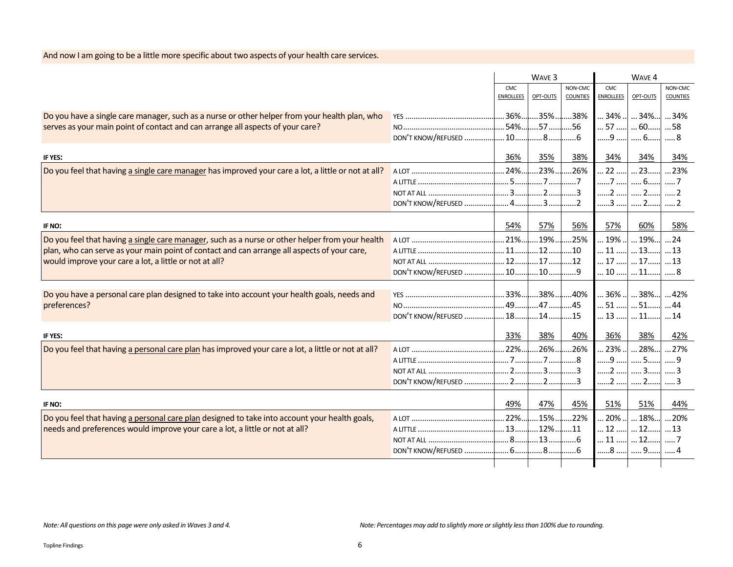And now I am going to be a little more specific about two aspects of your health care services.

| Question | Response | Wave 3 CMC Enrollees | Wave 3 Opt-Outs | Wave 3 Non-CMC Counties | Wave 4 CMC Enrollees | Wave 4 Opt-Outs | Wave 4 Non-CMC Counties |
|---|---|---|---|---|---|---|---|
| Do you have a single care manager, such as a nurse or other helper from your health plan, who serves as your main point of contact and can arrange all aspects of your care? | YES | 36% | 35% | 38% | 34% | 34% | 34% |
| | NO | 54% | 57 | 56 | 57 | 60 | 58 |
| | DON'T KNOW/REFUSED | 10 | 8 | 6 | 9 | 6 | 8 |
| **IF YES:** | | 36% | 35% | 38% | 34% | 34% | 34% |
| Do you feel that having a single care manager has improved your care a lot, a little or not at all? | A LOT | 24% | 23% | 26% | 22 | 23 | 23% |
| | A LITTLE | 5 | 7 | 7 | 7 | 6 | 7 |
| | NOT AT ALL | 3 | 2 | 3 | 2 | 2 | 2 |
| | DON'T KNOW/REFUSED | 4 | 3 | 2 | 3 | 2 | 2 |
| **IF NO:** | | 54% | 57% | 56% | 57% | 60% | 58% |
| Do you feel that having a single care manager, such as a nurse or other helper from your health plan, who can serve as your main point of contact and can arrange all aspects of your care, would improve your care a lot, a little or not at all? | A LOT | 21% | 19% | 25% | 19% | 19% | 24 |
| | A LITTLE | 11 | 12 | 10 | 11 | 13 | 13 |
| | NOT AT ALL | 12 | 17 | 12 | 17 | 17 | 13 |
| | DON'T KNOW/REFUSED | 10 | 10 | 9 | 10 | 11 | 8 |
| Do you have a personal care plan designed to take into account your health goals, needs and preferences? | YES | 33% | 38% | 40% | 36% | 38% | 42% |
| | NO | 49 | 47 | 45 | 51 | 51 | 44 |
| | DON'T KNOW/REFUSED | 18 | 14 | 15 | 13 | 11 | 14 |
| **IF YES:** | | 33% | 38% | 40% | 36% | 38% | 42% |
| Do you feel that having a personal care plan has improved your care a lot, a little or not at all? | A LOT | 22% | 26% | 26% | 23% | 28% | 27% |
| | A LITTLE | 7 | 7 | 8 | 9 | 5 | 9 |
| | NOT AT ALL | 2 | 3 | 3 | 2 | 3 | 3 |
| | DON'T KNOW/REFUSED | 2 | 2 | 3 | 2 | 2 | 3 |
| **IF NO:** | | 49% | 47% | 45% | 51% | 51% | 44% |
| Do you feel that having a personal care plan designed to take into account your health goals, needs and preferences would improve your care a lot, a little or not at all? | A LOT | 22% | 15% | 22% | 20% | 18% | 20% |
| | A LITTLE | 13 | 12% | 11 | 12 | 12 | 13 |
| | NOT AT ALL | 8 | 13 | 6 | 11 | 12 | 7 |
| | DON'T KNOW/REFUSED | 6 | 8 | 6 | 8 | 9 | 4 |

*Note: All questions on this page were only asked in Waves 3 and 4.*

*Note: Percentages may add to slightly more or slightly less than 100% due to rounding.*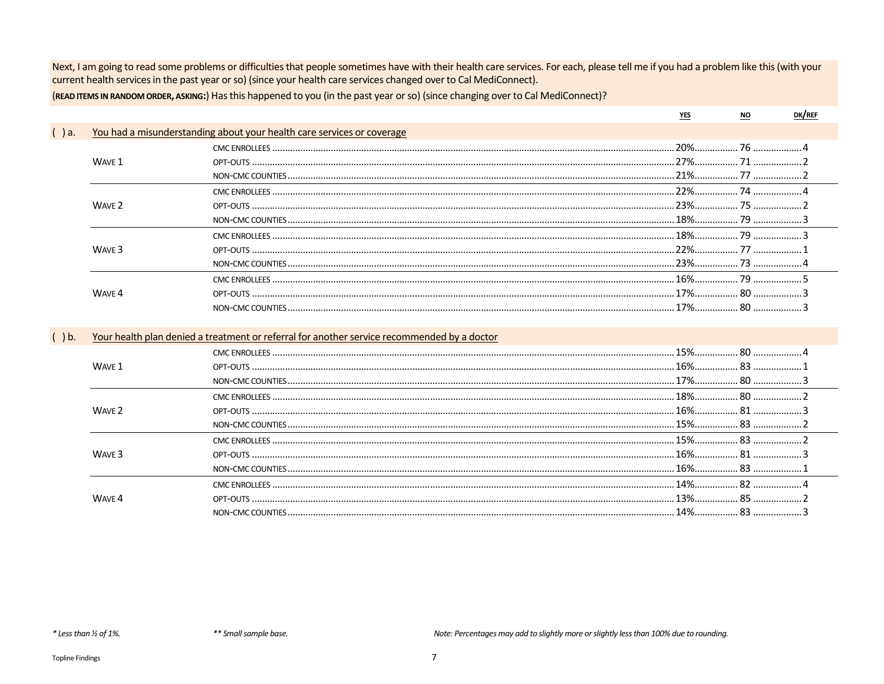Next, I am going to read some problems or difficulties that people sometimes have with their health care services. For each, please tell me if you had a problem like this (with your current health services in the past year or so) (since your health care services changed over to Cal MediConnect).

(**READ ITEMS IN RANDOM ORDER, ASKING:**) Has this happened to you (in the past year or so) (since changing over to Cal MediConnect)?

( ) a. You had a misunderstanding about your health care services or coverage

| Wave | Group | YES | NO | DK/REF |
|---|---|---|---|---|
| Wave 1 | CMC ENROLLEES | 20% | 76 | 4 |
| | OPT-OUTS | 27% | 71 | 2 |
| | NON-CMC COUNTIES | 21% | 77 | 2 |
| Wave 2 | CMC ENROLLEES | 22% | 74 | 4 |
| | OPT-OUTS | 23% | 75 | 2 |
| | NON-CMC COUNTIES | 18% | 79 | 3 |
| Wave 3 | CMC ENROLLEES | 18% | 79 | 3 |
| | OPT-OUTS | 22% | 77 | 1 |
| | NON-CMC COUNTIES | 23% | 73 | 4 |
| Wave 4 | CMC ENROLLEES | 16% | 79 | 5 |
| | OPT-OUTS | 17% | 80 | 3 |
| | NON-CMC COUNTIES | 17% | 80 | 3 |

( ) b. Your health plan denied a treatment or referral for another service recommended by a doctor

| Wave | Group | YES | NO | DK/REF |
|---|---|---|---|---|
| Wave 1 | CMC ENROLLEES | 15% | 80 | 4 |
| | OPT-OUTS | 16% | 83 | 1 |
| | NON-CMC COUNTIES | 17% | 80 | 3 |
| Wave 2 | CMC ENROLLEES | 18% | 80 | 2 |
| | OPT-OUTS | 16% | 81 | 3 |
| | NON-CMC COUNTIES | 15% | 83 | 2 |
| Wave 3 | CMC ENROLLEES | 15% | 83 | 2 |
| | OPT-OUTS | 16% | 81 | 3 |
| | NON-CMC COUNTIES | 16% | 83 | 1 |
| Wave 4 | CMC ENROLLEES | 14% | 82 | 4 |
| | OPT-OUTS | 13% | 85 | 2 |
| | NON-CMC COUNTIES | 14% | 83 | 3 |

*\* Less than ½ of 1%.* *\*\* Small sample base.* *Note: Percentages may add to slightly more or slightly less than 100% due to rounding.*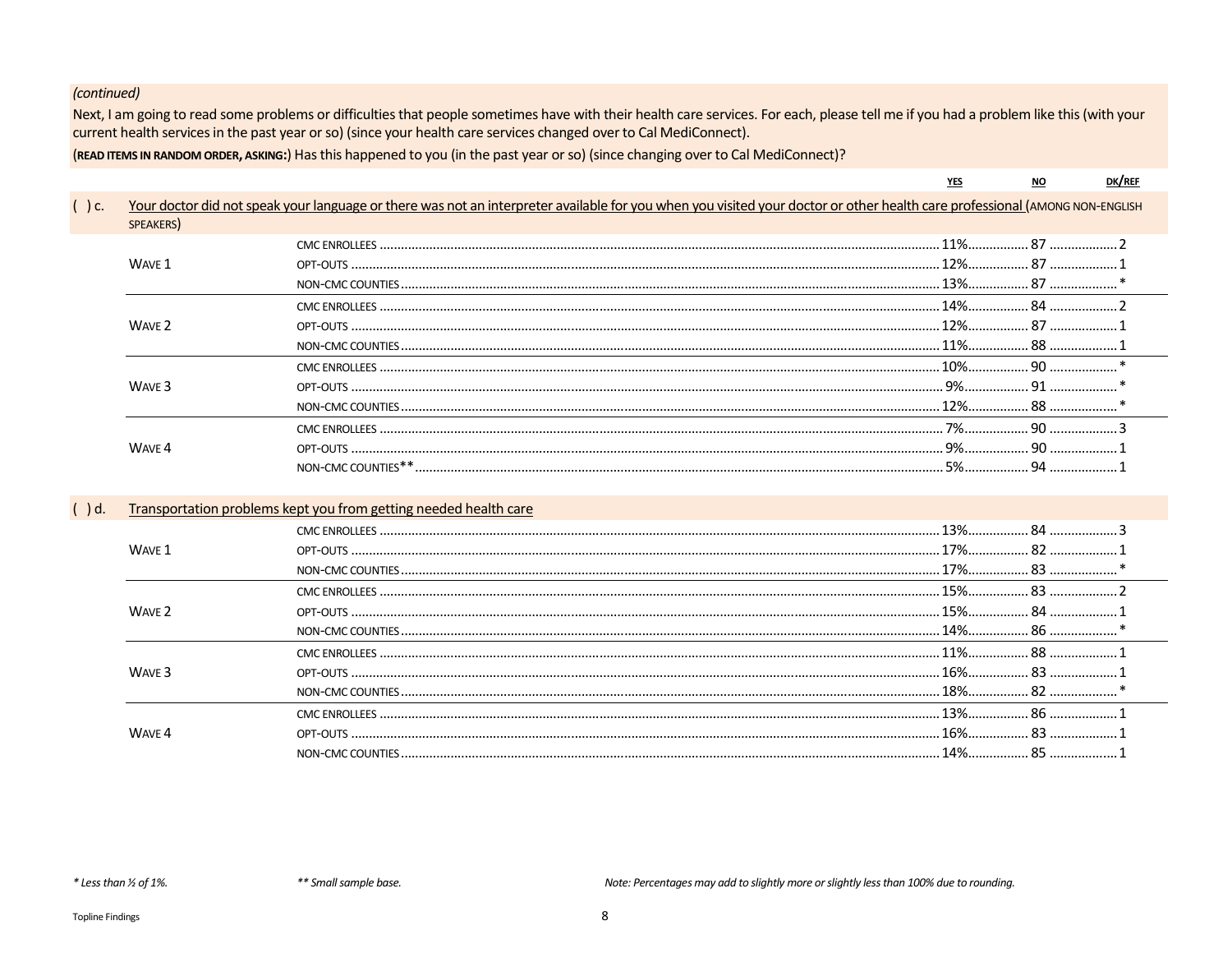*(continued)*

Next, I am going to read some problems or difficulties that people sometimes have with their health care services. For each, please tell me if you had a problem like this (with your current health services in the past year or so) (since your health care services changed over to Cal MediConnect).

(**READ ITEMS IN RANDOM ORDER, ASKING:**) Has this happened to you (in the past year or so) (since changing over to Cal MediConnect)?

**( ) c.** Your doctor did not speak your language or there was not an interpreter available for you when you visited your doctor or other health care professional (AMONG NON-ENGLISH SPEAKERS)

| | | YES | NO | DK/REF |
|---|---|---|---|---|
| WAVE 1 | CMC ENROLLEES | 11% | 87 | 2 |
| | OPT-OUTS | 12% | 87 | 1 |
| | NON-CMC COUNTIES | 13% | 87 | * |
| WAVE 2 | CMC ENROLLEES | 14% | 84 | 2 |
| | OPT-OUTS | 12% | 87 | 1 |
| | NON-CMC COUNTIES | 11% | 88 | 1 |
| WAVE 3 | CMC ENROLLEES | 10% | 90 | * |
| | OPT-OUTS | 9% | 91 | * |
| | NON-CMC COUNTIES | 12% | 88 | * |
| WAVE 4 | CMC ENROLLEES | 7% | 90 | 3 |
| | OPT-OUTS | 9% | 90 | 1 |
| | NON-CMC COUNTIES** | 5% | 94 | 1 |

**( ) d.** Transportation problems kept you from getting needed health care

| | | YES | NO | DK/REF |
|---|---|---|---|---|
| WAVE 1 | CMC ENROLLEES | 13% | 84 | 3 |
| | OPT-OUTS | 17% | 82 | 1 |
| | NON-CMC COUNTIES | 17% | 83 | * |
| WAVE 2 | CMC ENROLLEES | 15% | 83 | 2 |
| | OPT-OUTS | 15% | 84 | 1 |
| | NON-CMC COUNTIES | 14% | 86 | * |
| WAVE 3 | CMC ENROLLEES | 11% | 88 | 1 |
| | OPT-OUTS | 16% | 83 | 1 |
| | NON-CMC COUNTIES | 18% | 82 | * |
| WAVE 4 | CMC ENROLLEES | 13% | 86 | 1 |
| | OPT-OUTS | 16% | 83 | 1 |
| | NON-CMC COUNTIES | 14% | 85 | 1 |

*\* Less than ½ of 1%.* *\*\* Small sample base.* *Note: Percentages may add to slightly more or slightly less than 100% due to rounding.*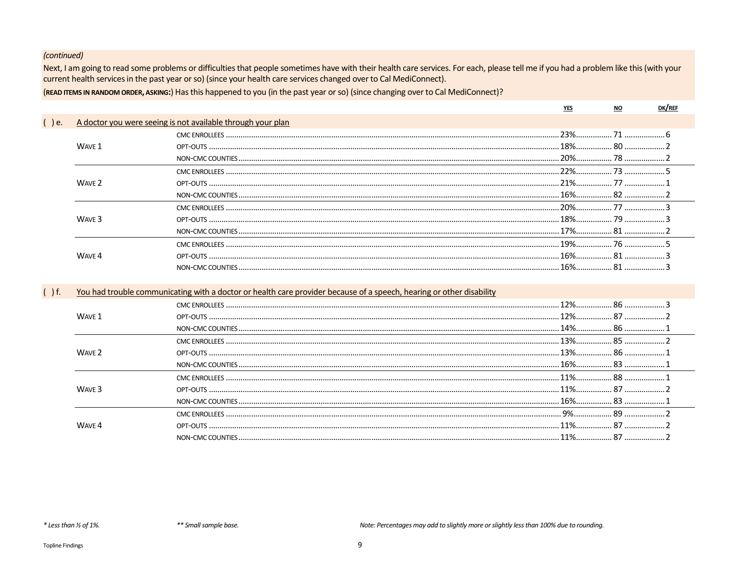*(continued)*

Next, I am going to read some problems or difficulties that people sometimes have with their health care services. For each, please tell me if you had a problem like this (with your current health services in the past year or so) (since your health care services changed over to Cal MediConnect).

(**READ ITEMS IN RANDOM ORDER, ASKING:**) Has this happened to you (in the past year or so) (since changing over to Cal MediConnect)?

**( ) e. A doctor you were seeing is not available through your plan**

| | | YES | NO | DK/REF |
|---|---|---|---|---|
| WAVE 1 | CMC ENROLLEES | 23% | 71 | 6 |
| | OPT-OUTS | 18% | 80 | 2 |
| | NON-CMC COUNTIES | 20% | 78 | 2 |
| WAVE 2 | CMC ENROLLEES | 22% | 73 | 5 |
| | OPT-OUTS | 21% | 77 | 1 |
| | NON-CMC COUNTIES | 16% | 82 | 2 |
| WAVE 3 | CMC ENROLLEES | 20% | 77 | 3 |
| | OPT-OUTS | 18% | 79 | 3 |
| | NON-CMC COUNTIES | 17% | 81 | 2 |
| WAVE 4 | CMC ENROLLEES | 19% | 76 | 5 |
| | OPT-OUTS | 16% | 81 | 3 |
| | NON-CMC COUNTIES | 16% | 81 | 3 |

**( ) f. You had trouble communicating with a doctor or health care provider because of a speech, hearing or other disability**

| | | YES | NO | DK/REF |
|---|---|---|---|---|
| WAVE 1 | CMC ENROLLEES | 12% | 86 | 3 |
| | OPT-OUTS | 12% | 87 | 2 |
| | NON-CMC COUNTIES | 14% | 86 | 1 |
| WAVE 2 | CMC ENROLLEES | 13% | 85 | 2 |
| | OPT-OUTS | 13% | 86 | 1 |
| | NON-CMC COUNTIES | 16% | 83 | 1 |
| WAVE 3 | CMC ENROLLEES | 11% | 88 | 1 |
| | OPT-OUTS | 11% | 87 | 2 |
| | NON-CMC COUNTIES | 16% | 83 | 1 |
| WAVE 4 | CMC ENROLLEES | 9% | 89 | 2 |
| | OPT-OUTS | 11% | 87 | 2 |
| | NON-CMC COUNTIES | 11% | 87 | 2 |

*\* Less than ½ of 1%.* *\*\* Small sample base.* *Note: Percentages may add to slightly more or slightly less than 100% due to rounding.*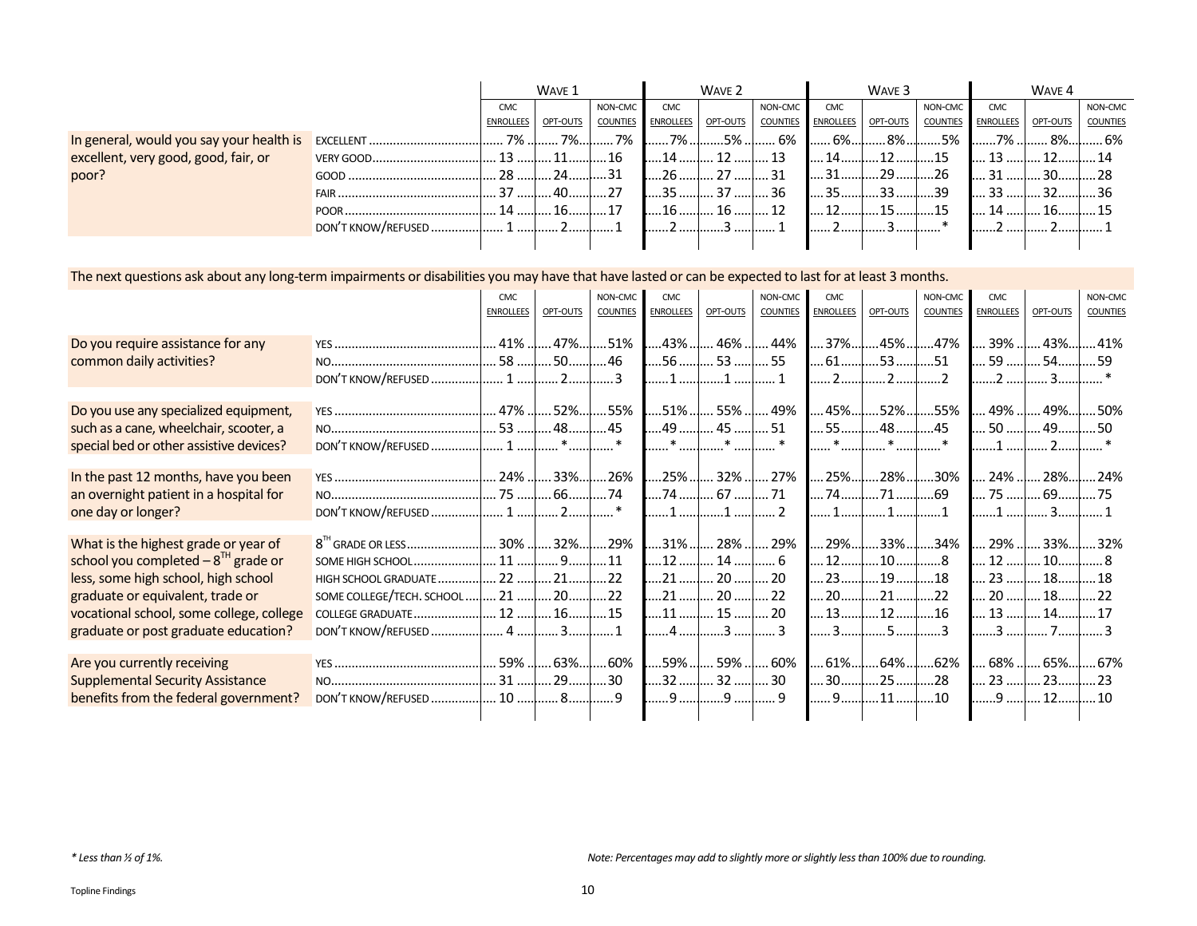| | | Wave 1 | | | Wave 2 | | | Wave 3 | | | Wave 4 | | |
|---|---|---|---|---|---|---|---|---|---|---|---|---|---|
| | | CMC Enrollees | Opt-Outs | Non-CMC Counties | CMC Enrollees | Opt-Outs | Non-CMC Counties | CMC Enrollees | Opt-Outs | Non-CMC Counties | CMC Enrollees | Opt-Outs | Non-CMC Counties |
| In general, would you say your health is excellent, very good, good, fair, or poor? | EXCELLENT | 7% | 7% | 7% | 7% | 5% | 6% | 6% | 8% | 5% | 7% | 8% | 6% |
| | VERY GOOD | 13 | 11 | 16 | 14 | 12 | 13 | 14 | 12 | 15 | 13 | 12 | 14 |
| | GOOD | 28 | 24 | 31 | 26 | 27 | 31 | 31 | 29 | 26 | 31 | 30 | 28 |
| | FAIR | 37 | 40 | 27 | 35 | 37 | 36 | 35 | 33 | 39 | 33 | 32 | 36 |
| | POOR | 14 | 16 | 17 | 16 | 16 | 12 | 12 | 15 | 15 | 14 | 16 | 15 |
| | DON'T KNOW/REFUSED | 1 | 2 | 1 | 2 | 3 | 1 | 2 | 3 | * | 2 | 2 | 1 |

The next questions ask about any long-term impairments or disabilities you may have that have lasted or can be expected to last for at least 3 months.

| | | Wave 1 | | | Wave 2 | | | Wave 3 | | | Wave 4 | | |
|---|---|---|---|---|---|---|---|---|---|---|---|---|---|
| | | CMC Enrollees | Opt-Outs | Non-CMC Counties | CMC Enrollees | Opt-Outs | Non-CMC Counties | CMC Enrollees | Opt-Outs | Non-CMC Counties | CMC Enrollees | Opt-Outs | Non-CMC Counties |
| Do you require assistance for any common daily activities? | YES | 41% | 47% | 51% | 43% | 46% | 44% | 37% | 45% | 47% | 39% | 43% | 41% |
| | NO | 58 | 50 | 46 | 56 | 53 | 55 | 61 | 53 | 51 | 59 | 54 | 59 |
| | DON'T KNOW/REFUSED | 1 | 2 | 3 | 1 | 1 | 1 | 2 | 2 | 2 | 2 | 3 | * |
| Do you use any specialized equipment, such as a cane, wheelchair, scooter, a special bed or other assistive devices? | YES | 47% | 52% | 55% | 51% | 55% | 49% | 45% | 52% | 55% | 49% | 49% | 50% |
| | NO | 53 | 48 | 45 | 49 | 45 | 51 | 55 | 48 | 45 | 50 | 49 | 50 |
| | DON'T KNOW/REFUSED | 1 | * | * | * | * | * | * | * | * | 1 | 2 | * |
| In the past 12 months, have you been an overnight patient in a hospital for one day or longer? | YES | 24% | 33% | 26% | 25% | 32% | 27% | 25% | 28% | 30% | 24% | 28% | 24% |
| | NO | 75 | 66 | 74 | 74 | 67 | 71 | 74 | 71 | 69 | 75 | 69 | 75 |
| | DON'T KNOW/REFUSED | 1 | 2 | * | 1 | 1 | 2 | 1 | 1 | 1 | 1 | 3 | 1 |
| What is the highest grade or year of school you completed – 8TH grade or less, some high school, high school graduate or equivalent, trade or vocational school, some college, college graduate or post graduate education? | 8TH GRADE OR LESS | 30% | 32% | 29% | 31% | 28% | 29% | 29% | 33% | 34% | 29% | 33% | 32% |
| | SOME HIGH SCHOOL | 11 | 9 | 11 | 12 | 14 | 6 | 12 | 10 | 8 | 12 | 10 | 8 |
| | HIGH SCHOOL GRADUATE | 22 | 21 | 22 | 21 | 20 | 20 | 23 | 19 | 18 | 23 | 18 | 18 |
| | SOME COLLEGE/TECH. SCHOOL | 21 | 20 | 22 | 21 | 20 | 22 | 20 | 21 | 22 | 20 | 18 | 22 |
| | COLLEGE GRADUATE | 12 | 16 | 15 | 11 | 15 | 20 | 13 | 12 | 16 | 13 | 14 | 17 |
| | DON'T KNOW/REFUSED | 4 | 3 | 1 | 4 | 3 | 3 | 3 | 5 | 3 | 3 | 7 | 3 |
| Are you currently receiving Supplemental Security Assistance benefits from the federal government? | YES | 59% | 63% | 60% | 59% | 59% | 60% | 61% | 64% | 62% | 68% | 65% | 67% |
| | NO | 31 | 29 | 30 | 32 | 32 | 30 | 30 | 25 | 28 | 23 | 23 | 23 |
| | DON'T KNOW/REFUSED | 10 | 8 | 9 | 9 | 9 | 9 | 9 | 11 | 10 | 9 | 12 | 10 |

*\* Less than ½ of 1%.*

*Note: Percentages may add to slightly more or slightly less than 100% due to rounding.*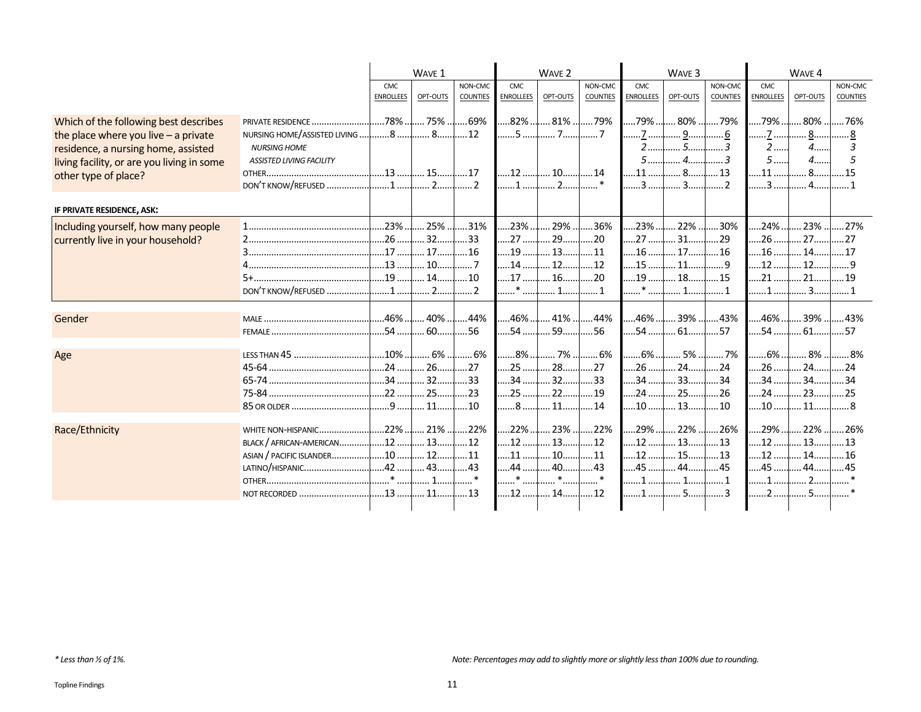| | | Wave 1 | | | Wave 2 | | | Wave 3 | | | Wave 4 | | |
|---|---|---|---|---|---|---|---|---|---|---|---|---|---|
| | | CMC Enrollees | Opt-Outs | Non-CMC Counties | CMC Enrollees | Opt-Outs | Non-CMC Counties | CMC Enrollees | Opt-Outs | Non-CMC Counties | CMC Enrollees | Opt-Outs | Non-CMC Counties |
| Which of the following best describes the place where you live – a private residence, a nursing home, assisted living facility, or are you living in some other type of place? | Private residence | 78% | 75% | 69% | 82% | 81% | 79% | 79% | 80% | 79% | 79% | 80% | 76% |
| | Nursing home/Assisted living | 8 | 8 | 12 | 5 | 7 | 7 | 7 | 9 | 6 | 7 | 8 | 8 |
| | *Nursing home* | | | | | | | *2* | *5* | *3* | *2* | *4* | *3* |
| | *Assisted living facility* | | | | | | | *5* | *4* | *3* | *5* | *4* | *5* |
| | Other | 13 | 15 | 17 | 12 | 10 | 14 | 11 | 8 | 13 | 11 | 8 | 15 |
| | Don't know/Refused | 1 | 2 | 2 | 1 | 2 | * | 3 | 3 | 2 | 3 | 4 | 1 |
| **If private residence, ask:** | | | | | | | | | | | | | |
| Including yourself, how many people currently live in your household? | 1 | 23% | 25% | 31% | 23% | 29% | 36% | 23% | 22% | 30% | 24% | 23% | 27% |
| | 2 | 26 | 32 | 33 | 27 | 29 | 20 | 27 | 31 | 29 | 26 | 27 | 27 |
| | 3 | 17 | 17 | 16 | 19 | 13 | 11 | 16 | 17 | 16 | 16 | 14 | 17 |
| | 4 | 13 | 10 | 7 | 14 | 12 | 12 | 15 | 11 | 9 | 12 | 12 | 9 |
| | 5+ | 19 | 14 | 10 | 17 | 16 | 20 | 19 | 18 | 15 | 21 | 21 | 19 |
| | Don't know/Refused | 1 | 2 | 2 | * | 1 | 1 | * | 1 | 1 | 1 | 3 | 1 |
| Gender | Male | 46% | 40% | 44% | 46% | 41% | 44% | 46% | 39% | 43% | 46% | 39% | 43% |
| | Female | 54 | 60 | 56 | 54 | 59 | 56 | 54 | 61 | 57 | 54 | 61 | 57 |
| Age | Less than 45 | 10% | 6% | 6% | 8% | 7% | 6% | 6% | 5% | 7% | 6% | 8% | 8% |
| | 45-64 | 24 | 26 | 27 | 25 | 28 | 27 | 26 | 24 | 24 | 26 | 24 | 24 |
| | 65-74 | 34 | 32 | 33 | 34 | 32 | 33 | 34 | 33 | 34 | 34 | 34 | 34 |
| | 75-84 | 22 | 25 | 23 | 25 | 22 | 19 | 24 | 25 | 26 | 24 | 23 | 25 |
| | 85 or older | 9 | 11 | 10 | 8 | 11 | 14 | 10 | 13 | 10 | 10 | 11 | 8 |
| Race/Ethnicity | White non-Hispanic | 22% | 21% | 22% | 22% | 23% | 22% | 29% | 22% | 26% | 29% | 22% | 26% |
| | Black / African-American | 12 | 13 | 12 | 12 | 13 | 12 | 12 | 13 | 13 | 12 | 13 | 13 |
| | Asian / Pacific Islander | 10 | 12 | 11 | 11 | 10 | 11 | 12 | 15 | 13 | 12 | 14 | 16 |
| | Latino/Hispanic | 42 | 43 | 43 | 44 | 40 | 43 | 45 | 44 | 45 | 45 | 44 | 45 |
| | Other | * | 1 | * | * | * | * | 1 | 1 | 1 | 1 | 2 | * |
| | Not recorded | 13 | 11 | 13 | 12 | 14 | 12 | 1 | 5 | 3 | 2 | 5 | * |

*\* Less than ½ of 1%.*

*Note: Percentages may add to slightly more or slightly less than 100% due to rounding.*